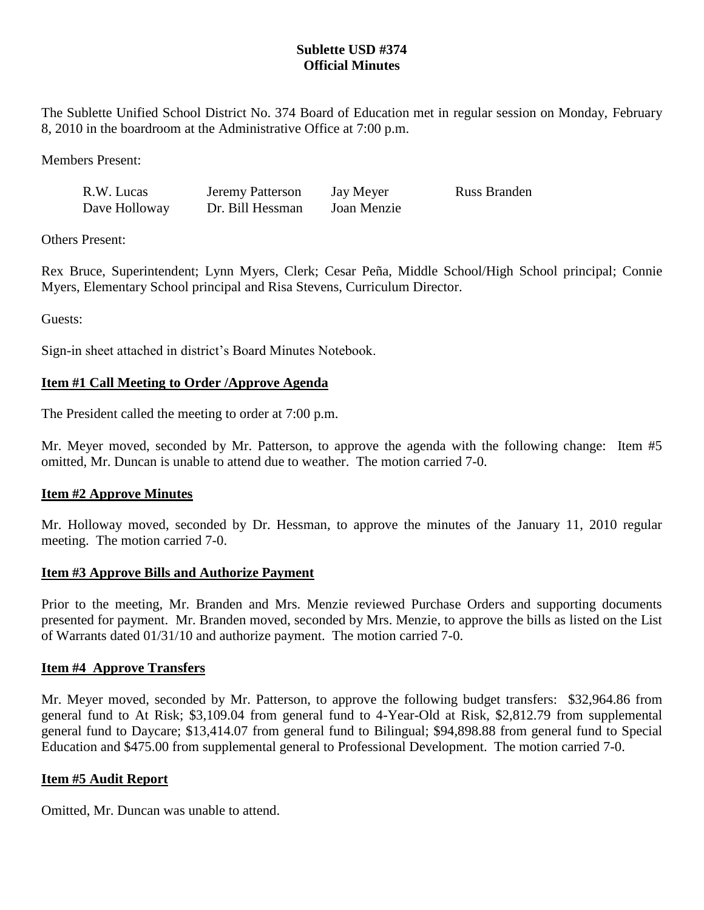**Sublette USD #374**
**Official Minutes**

The Sublette Unified School District No. 374 Board of Education met in regular session on Monday, February 8, 2010 in the boardroom at the Administrative Office at 7:00 p.m.

Members Present:

| | | | |
|---|---|---|---|
| R.W. Lucas | Jeremy Patterson | Jay Meyer | Russ Branden |
| Dave Holloway | Dr. Bill Hessman | Joan Menzie | |

Others Present:

Rex Bruce, Superintendent; Lynn Myers, Clerk; Cesar Peña, Middle School/High School principal; Connie Myers, Elementary School principal and Risa Stevens, Curriculum Director.

Guests:

Sign-in sheet attached in district's Board Minutes Notebook.

**Item #1 Call Meeting to Order /Approve Agenda**

The President called the meeting to order at 7:00 p.m.

Mr. Meyer moved, seconded by Mr. Patterson, to approve the agenda with the following change: Item #5 omitted, Mr. Duncan is unable to attend due to weather. The motion carried 7-0.

**Item #2 Approve Minutes**

Mr. Holloway moved, seconded by Dr. Hessman, to approve the minutes of the January 11, 2010 regular meeting. The motion carried 7-0.

**Item #3 Approve Bills and Authorize Payment**

Prior to the meeting, Mr. Branden and Mrs. Menzie reviewed Purchase Orders and supporting documents presented for payment. Mr. Branden moved, seconded by Mrs. Menzie, to approve the bills as listed on the List of Warrants dated 01/31/10 and authorize payment. The motion carried 7-0.

**Item #4 Approve Transfers**

Mr. Meyer moved, seconded by Mr. Patterson, to approve the following budget transfers: $32,964.86 from general fund to At Risk; $3,109.04 from general fund to 4-Year-Old at Risk, $2,812.79 from supplemental general fund to Daycare; $13,414.07 from general fund to Bilingual; $94,898.88 from general fund to Special Education and $475.00 from supplemental general to Professional Development. The motion carried 7-0.

**Item #5 Audit Report**

Omitted, Mr. Duncan was unable to attend.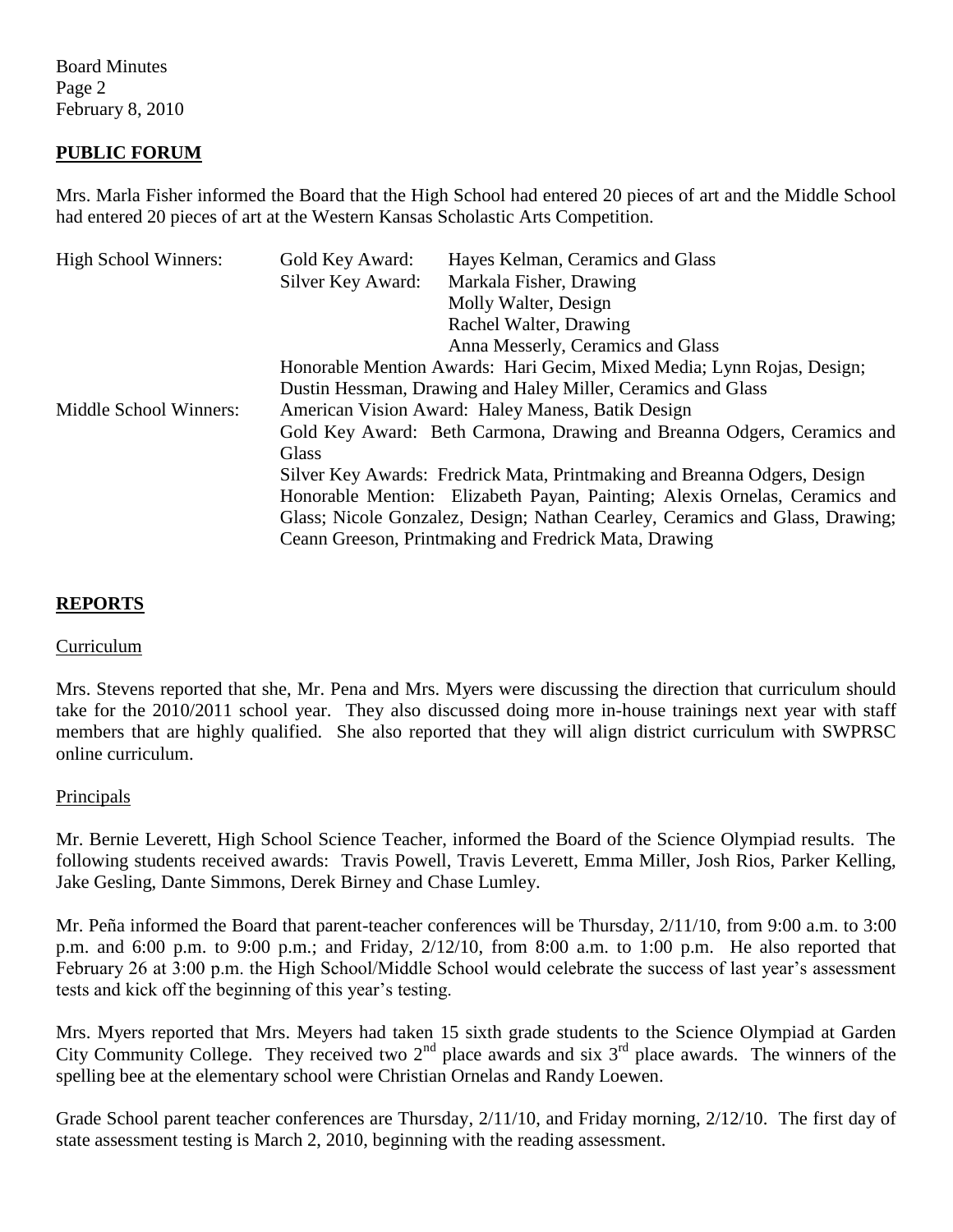## PUBLIC FORUM

Mrs. Marla Fisher informed the Board that the High School had entered 20 pieces of art and the Middle School had entered 20 pieces of art at the Western Kansas Scholastic Arts Competition.

| | | |
|---|---|---|
| High School Winners: | Gold Key Award: | Hayes Kelman, Ceramics and Glass |
| | Silver Key Award: | Markala Fisher, Drawing |
| | | Molly Walter, Design |
| | | Rachel Walter, Drawing |
| | | Anna Messerly, Ceramics and Glass |
| | Honorable Mention Awards: Hari Gecim, Mixed Media; Lynn Rojas, Design; Dustin Hessman, Drawing and Haley Miller, Ceramics and Glass | |
| Middle School Winners: | American Vision Award: Haley Maness, Batik Design | |
| | Gold Key Award: Beth Carmona, Drawing and Breanna Odgers, Ceramics and Glass | |
| | Silver Key Awards: Fredrick Mata, Printmaking and Breanna Odgers, Design | |
| | Honorable Mention: Elizabeth Payan, Painting; Alexis Ornelas, Ceramics and Glass; Nicole Gonzalez, Design; Nathan Cearley, Ceramics and Glass, Drawing; Ceann Greeson, Printmaking and Fredrick Mata, Drawing | |

## REPORTS

### Curriculum

Mrs. Stevens reported that she, Mr. Pena and Mrs. Myers were discussing the direction that curriculum should take for the 2010/2011 school year. They also discussed doing more in-house trainings next year with staff members that are highly qualified. She also reported that they will align district curriculum with SWPRSC online curriculum.

### Principals

Mr. Bernie Leverett, High School Science Teacher, informed the Board of the Science Olympiad results. The following students received awards: Travis Powell, Travis Leverett, Emma Miller, Josh Rios, Parker Kelling, Jake Gesling, Dante Simmons, Derek Birney and Chase Lumley.

Mr. Peña informed the Board that parent-teacher conferences will be Thursday, 2/11/10, from 9:00 a.m. to 3:00 p.m. and 6:00 p.m. to 9:00 p.m.; and Friday, 2/12/10, from 8:00 a.m. to 1:00 p.m. He also reported that February 26 at 3:00 p.m. the High School/Middle School would celebrate the success of last year's assessment tests and kick off the beginning of this year's testing.

Mrs. Myers reported that Mrs. Meyers had taken 15 sixth grade students to the Science Olympiad at Garden City Community College. They received two 2nd place awards and six 3rd place awards. The winners of the spelling bee at the elementary school were Christian Ornelas and Randy Loewen.

Grade School parent teacher conferences are Thursday, 2/11/10, and Friday morning, 2/12/10. The first day of state assessment testing is March 2, 2010, beginning with the reading assessment.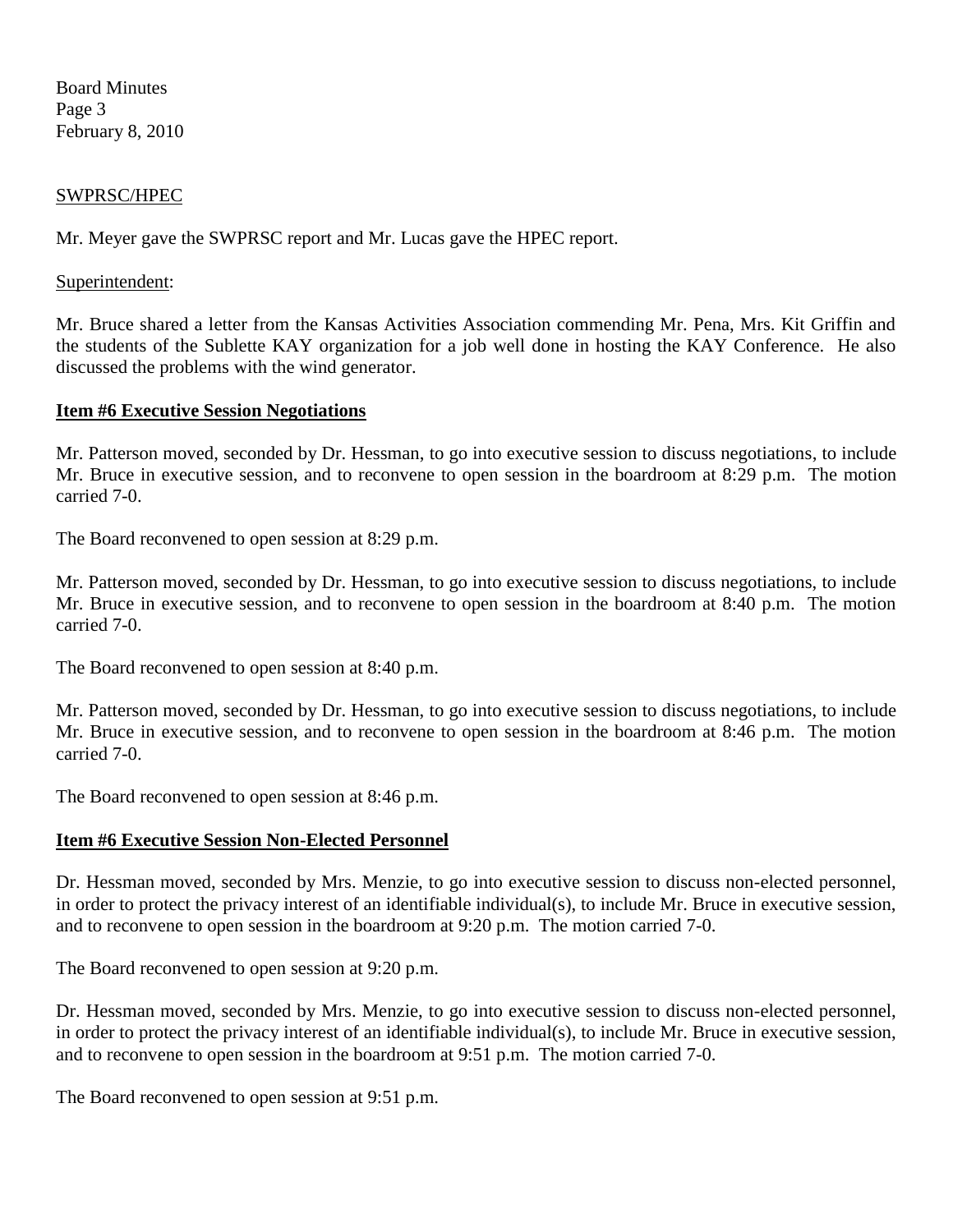SWPRSC/HPEC

Mr. Meyer gave the SWPRSC report and Mr. Lucas gave the HPEC report.

Superintendent:

Mr. Bruce shared a letter from the Kansas Activities Association commending Mr. Pena, Mrs. Kit Griffin and the students of the Sublette KAY organization for a job well done in hosting the KAY Conference. He also discussed the problems with the wind generator.

**Item #6 Executive Session Negotiations**

Mr. Patterson moved, seconded by Dr. Hessman, to go into executive session to discuss negotiations, to include Mr. Bruce in executive session, and to reconvene to open session in the boardroom at 8:29 p.m. The motion carried 7-0.

The Board reconvened to open session at 8:29 p.m.

Mr. Patterson moved, seconded by Dr. Hessman, to go into executive session to discuss negotiations, to include Mr. Bruce in executive session, and to reconvene to open session in the boardroom at 8:40 p.m. The motion carried 7-0.

The Board reconvened to open session at 8:40 p.m.

Mr. Patterson moved, seconded by Dr. Hessman, to go into executive session to discuss negotiations, to include Mr. Bruce in executive session, and to reconvene to open session in the boardroom at 8:46 p.m. The motion carried 7-0.

The Board reconvened to open session at 8:46 p.m.

**Item #6 Executive Session Non-Elected Personnel**

Dr. Hessman moved, seconded by Mrs. Menzie, to go into executive session to discuss non-elected personnel, in order to protect the privacy interest of an identifiable individual(s), to include Mr. Bruce in executive session, and to reconvene to open session in the boardroom at 9:20 p.m. The motion carried 7-0.

The Board reconvened to open session at 9:20 p.m.

Dr. Hessman moved, seconded by Mrs. Menzie, to go into executive session to discuss non-elected personnel, in order to protect the privacy interest of an identifiable individual(s), to include Mr. Bruce in executive session, and to reconvene to open session in the boardroom at 9:51 p.m. The motion carried 7-0.

The Board reconvened to open session at 9:51 p.m.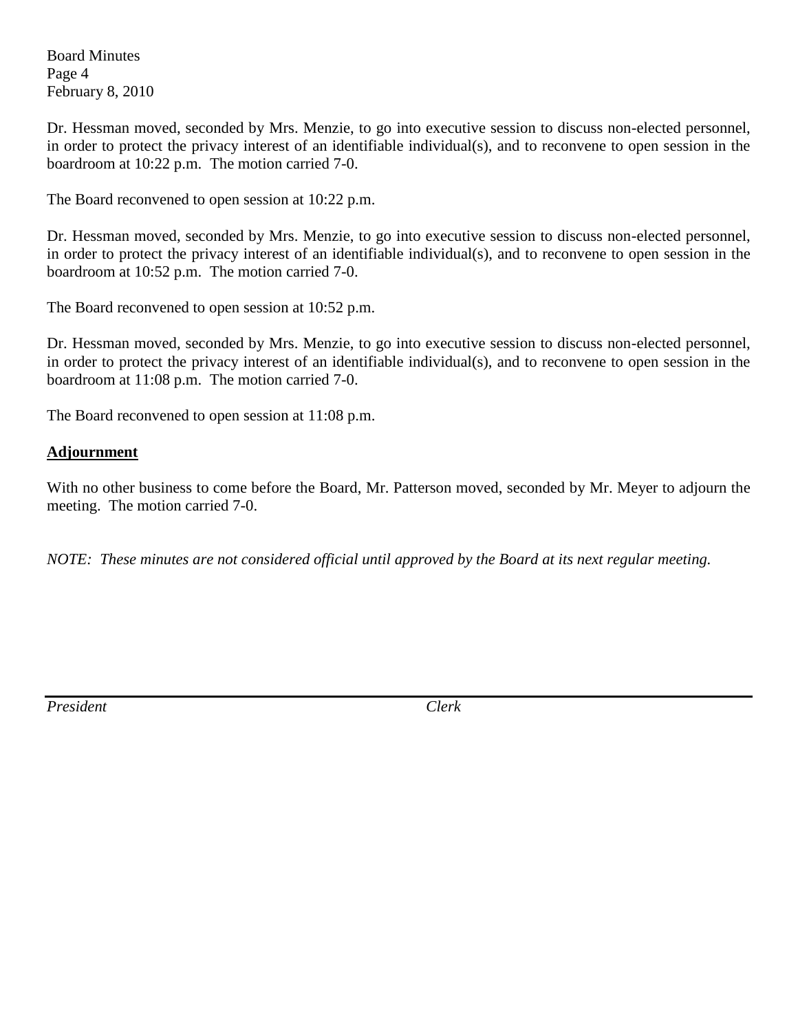Dr. Hessman moved, seconded by Mrs. Menzie, to go into executive session to discuss non-elected personnel, in order to protect the privacy interest of an identifiable individual(s), and to reconvene to open session in the boardroom at 10:22 p.m. The motion carried 7-0.

The Board reconvened to open session at 10:22 p.m.

Dr. Hessman moved, seconded by Mrs. Menzie, to go into executive session to discuss non-elected personnel, in order to protect the privacy interest of an identifiable individual(s), and to reconvene to open session in the boardroom at 10:52 p.m. The motion carried 7-0.

The Board reconvened to open session at 10:52 p.m.

Dr. Hessman moved, seconded by Mrs. Menzie, to go into executive session to discuss non-elected personnel, in order to protect the privacy interest of an identifiable individual(s), and to reconvene to open session in the boardroom at 11:08 p.m. The motion carried 7-0.

The Board reconvened to open session at 11:08 p.m.

**Adjournment**

With no other business to come before the Board, Mr. Patterson moved, seconded by Mr. Meyer to adjourn the meeting. The motion carried 7-0.

*NOTE: These minutes are not considered official until approved by the Board at its next regular meeting.*

*President* *Clerk*